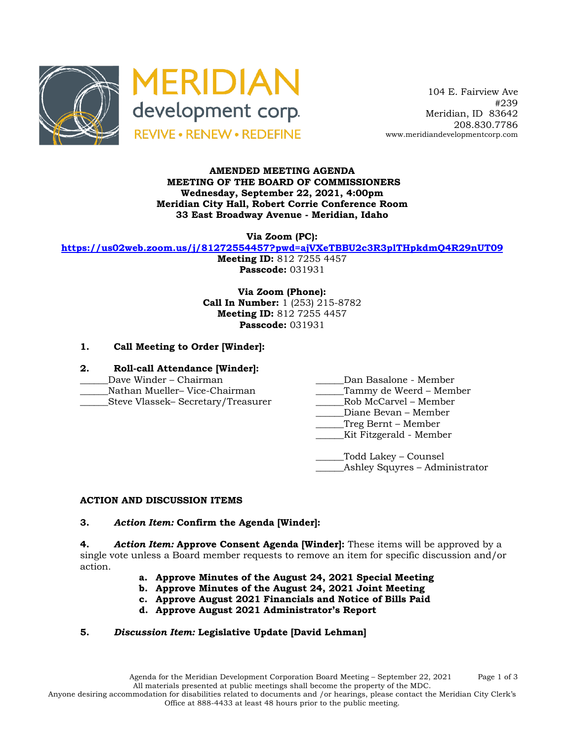MERIDIAN development corp.
REVIVE • RENEW • REDEFINE

104 E. Fairview Ave
#239
Meridian, ID 83642
208.830.7786
www.meridiandevelopmentcorp.com

**AMENDED MEETING AGENDA**
**MEETING OF THE BOARD OF COMMISSIONERS**
**Wednesday, September 22, 2021, 4:00pm**
**Meridian City Hall, Robert Corrie Conference Room**
**33 East Broadway Avenue - Meridian, Idaho**

**Via Zoom (PC):**
**https://us02web.zoom.us/j/81272554457?pwd=ajVXeTBBU2c3R3plTHpkdmQ4R29nUT09**
**Meeting ID:** 812 7255 4457
**Passcode:** 031931

**Via Zoom (Phone):**
**Call In Number:** 1 (253) 215-8782
**Meeting ID:** 812 7255 4457
**Passcode:** 031931

**1. Call Meeting to Order [Winder]:**

**2. Roll-call Attendance [Winder]:**

______Dave Winder – Chairman
______Nathan Mueller– Vice-Chairman
______Steve Vlassek– Secretary/Treasurer
______Dan Basalone - Member
______Tammy de Weerd – Member
______Rob McCarvel – Member
______Diane Bevan – Member
______Treg Bernt – Member
______Kit Fitzgerald - Member

______Todd Lakey – Counsel
______Ashley Squyres – Administrator

**ACTION AND DISCUSSION ITEMS**

**3.** ***Action Item:*** **Confirm the Agenda [Winder]:**

**4.** ***Action Item:*** **Approve Consent Agenda [Winder]:** These items will be approved by a single vote unless a Board member requests to remove an item for specific discussion and/or action.

- **a. Approve Minutes of the August 24, 2021 Special Meeting**
- **b. Approve Minutes of the August 24, 2021 Joint Meeting**
- **c. Approve August 2021 Financials and Notice of Bills Paid**
- **d. Approve August 2021 Administrator's Report**

**5.** ***Discussion Item:*** **Legislative Update [David Lehman]**

All materials presented at public meetings shall become the property of the MDC.
Anyone desiring accommodation for disabilities related to documents and /or hearings, please contact the Meridian City Clerk's Office at 888-4433 at least 48 hours prior to the public meeting.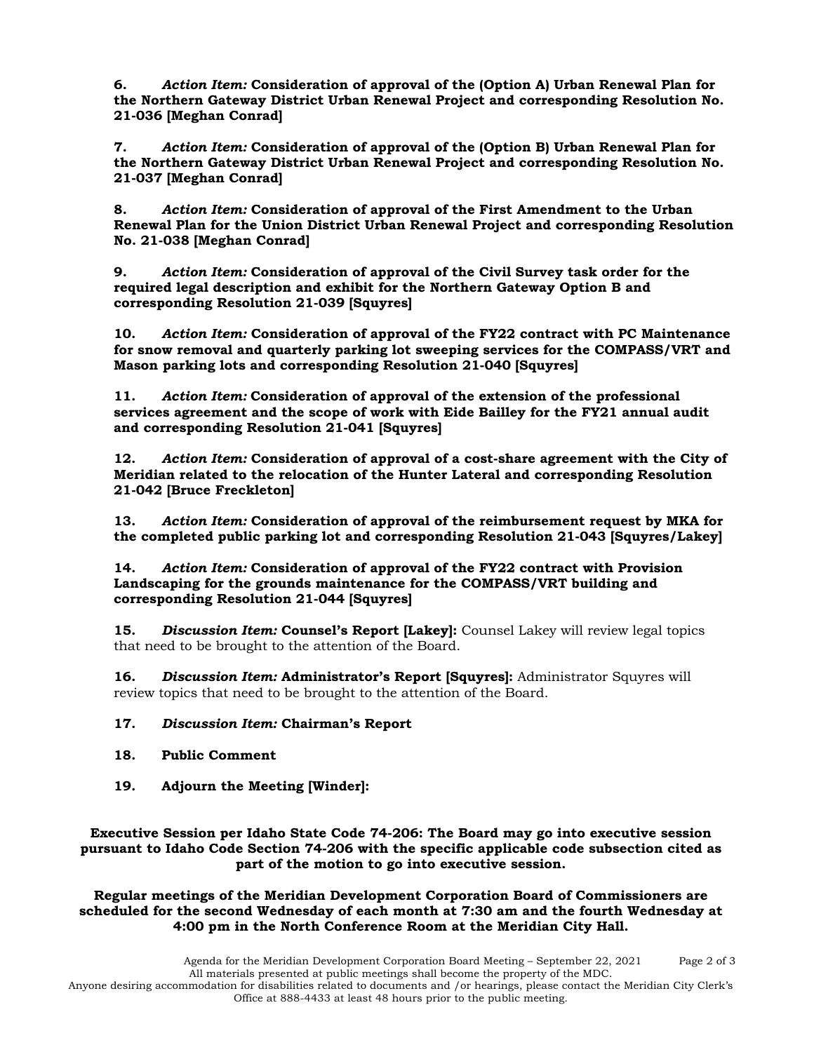**6.** ***Action Item:*** **Consideration of approval of the (Option A) Urban Renewal Plan for the Northern Gateway District Urban Renewal Project and corresponding Resolution No. 21-036 [Meghan Conrad]**

**7.** ***Action Item:*** **Consideration of approval of the (Option B) Urban Renewal Plan for the Northern Gateway District Urban Renewal Project and corresponding Resolution No. 21-037 [Meghan Conrad]**

**8.** ***Action Item:*** **Consideration of approval of the First Amendment to the Urban Renewal Plan for the Union District Urban Renewal Project and corresponding Resolution No. 21-038 [Meghan Conrad]**

**9.** ***Action Item:*** **Consideration of approval of the Civil Survey task order for the required legal description and exhibit for the Northern Gateway Option B and corresponding Resolution 21-039 [Squyres]**

**10.** ***Action Item:*** **Consideration of approval of the FY22 contract with PC Maintenance for snow removal and quarterly parking lot sweeping services for the COMPASS/VRT and Mason parking lots and corresponding Resolution 21-040 [Squyres]**

**11.** ***Action Item:*** **Consideration of approval of the extension of the professional services agreement and the scope of work with Eide Bailley for the FY21 annual audit and corresponding Resolution 21-041 [Squyres]**

**12.** ***Action Item:*** **Consideration of approval of a cost-share agreement with the City of Meridian related to the relocation of the Hunter Lateral and corresponding Resolution 21-042 [Bruce Freckleton]**

**13.** ***Action Item:*** **Consideration of approval of the reimbursement request by MKA for the completed public parking lot and corresponding Resolution 21-043 [Squyres/Lakey]**

**14.** ***Action Item:*** **Consideration of approval of the FY22 contract with Provision Landscaping for the grounds maintenance for the COMPASS/VRT building and corresponding Resolution 21-044 [Squyres]**

**15.** ***Discussion Item:*** **Counsel's Report [Lakey]:** Counsel Lakey will review legal topics that need to be brought to the attention of the Board.

**16.** ***Discussion Item:*** **Administrator's Report [Squyres]:** Administrator Squyres will review topics that need to be brought to the attention of the Board.

**17.** ***Discussion Item:*** **Chairman's Report**

**18.** **Public Comment**

**19.** **Adjourn the Meeting [Winder]:**

**Executive Session per Idaho State Code 74-206: The Board may go into executive session pursuant to Idaho Code Section 74-206 with the specific applicable code subsection cited as part of the motion to go into executive session.**

**Regular meetings of the Meridian Development Corporation Board of Commissioners are scheduled for the second Wednesday of each month at 7:30 am and the fourth Wednesday at 4:00 pm in the North Conference Room at the Meridian City Hall.**

Agenda for the Meridian Development Corporation Board Meeting – September 22, 2021

All materials presented at public meetings shall become the property of the MDC.

Anyone desiring accommodation for disabilities related to documents and /or hearings, please contact the Meridian City Clerk's Office at 888-4433 at least 48 hours prior to the public meeting.